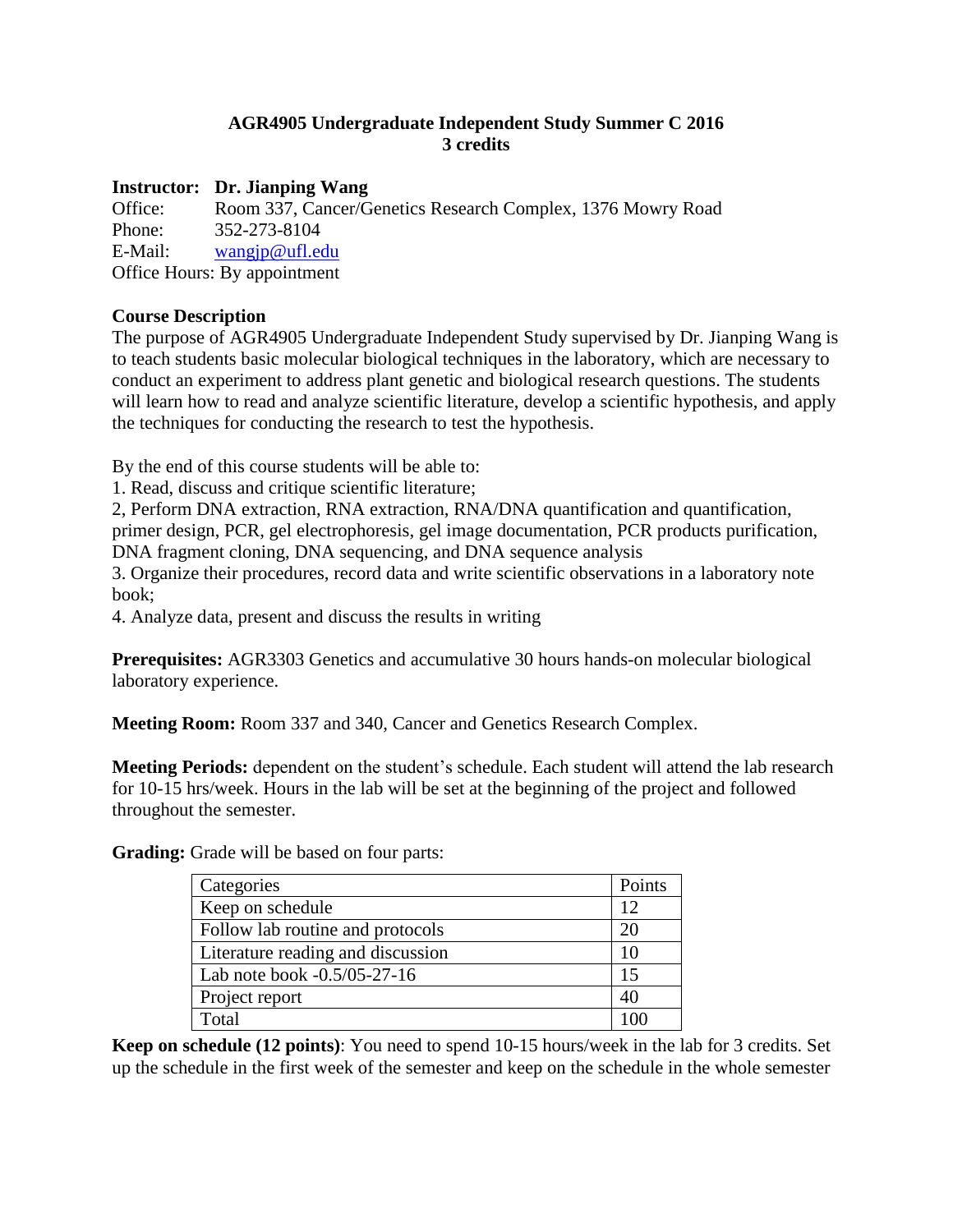# AGR4905 Undergraduate Independent Study Summer C 2016
## 3 credits

**Instructor: Dr. Jianping Wang**
Office: Room 337, Cancer/Genetics Research Complex, 1376 Mowry Road
Phone: 352-273-8104
E-Mail: wangjp@ufl.edu
Office Hours: By appointment

**Course Description**

The purpose of AGR4905 Undergraduate Independent Study supervised by Dr. Jianping Wang is to teach students basic molecular biological techniques in the laboratory, which are necessary to conduct an experiment to address plant genetic and biological research questions. The students will learn how to read and analyze scientific literature, develop a scientific hypothesis, and apply the techniques for conducting the research to test the hypothesis.

By the end of this course students will be able to:

1. Read, discuss and critique scientific literature;
2, Perform DNA extraction, RNA extraction, RNA/DNA quantification and quantification, primer design, PCR, gel electrophoresis, gel image documentation, PCR products purification, DNA fragment cloning, DNA sequencing, and DNA sequence analysis
3. Organize their procedures, record data and write scientific observations in a laboratory note book;
4. Analyze data, present and discuss the results in writing

**Prerequisites:** AGR3303 Genetics and accumulative 30 hours hands-on molecular biological laboratory experience.

**Meeting Room:** Room 337 and 340, Cancer and Genetics Research Complex.

**Meeting Periods:** dependent on the student's schedule. Each student will attend the lab research for 10-15 hrs/week. Hours in the lab will be set at the beginning of the project and followed throughout the semester.

**Grading:** Grade will be based on four parts:

| Categories | Points |
|---|---|
| Keep on schedule | 12 |
| Follow lab routine and protocols | 20 |
| Literature reading and discussion | 10 |
| Lab note book -0.5/05-27-16 | 15 |
| Project report | 40 |
| Total | 100 |

**Keep on schedule (12 points)**: You need to spend 10-15 hours/week in the lab for 3 credits. Set up the schedule in the first week of the semester and keep on the schedule in the whole semester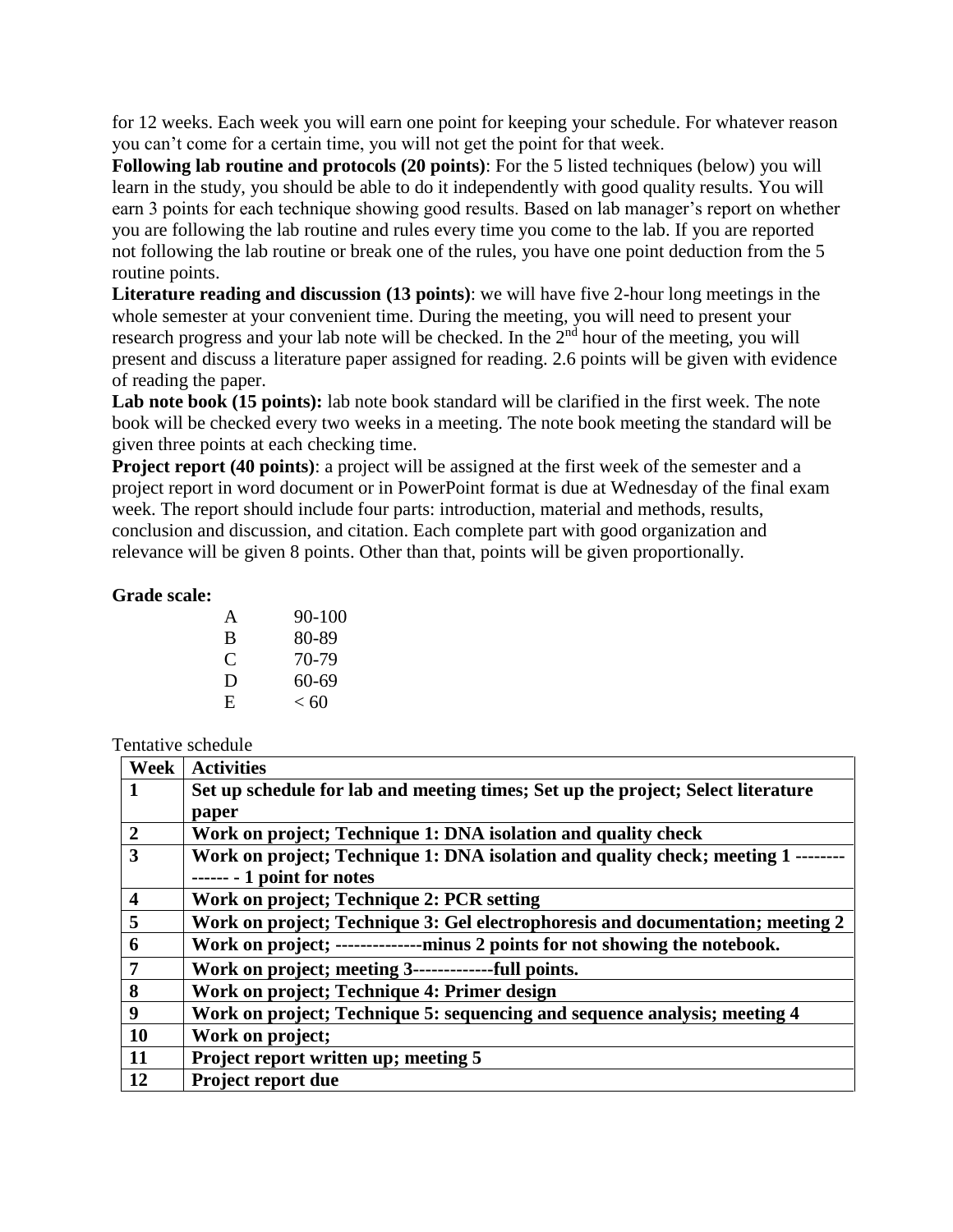for 12 weeks. Each week you will earn one point for keeping your schedule. For whatever reason you can't come for a certain time, you will not get the point for that week.

**Following lab routine and protocols (20 points)**: For the 5 listed techniques (below) you will learn in the study, you should be able to do it independently with good quality results. You will earn 3 points for each technique showing good results. Based on lab manager's report on whether you are following the lab routine and rules every time you come to the lab. If you are reported not following the lab routine or break one of the rules, you have one point deduction from the 5 routine points.

**Literature reading and discussion (13 points)**: we will have five 2-hour long meetings in the whole semester at your convenient time. During the meeting, you will need to present your research progress and your lab note will be checked. In the 2nd hour of the meeting, you will present and discuss a literature paper assigned for reading. 2.6 points will be given with evidence of reading the paper.

**Lab note book (15 points):** lab note book standard will be clarified in the first week. The note book will be checked every two weeks in a meeting. The note book meeting the standard will be given three points at each checking time.

**Project report (40 points)**: a project will be assigned at the first week of the semester and a project report in word document or in PowerPoint format is due at Wednesday of the final exam week. The report should include four parts: introduction, material and methods, results, conclusion and discussion, and citation. Each complete part with good organization and relevance will be given 8 points. Other than that, points will be given proportionally.

**Grade scale:**

| | |
|---|---|
| A | 90-100 |
| B | 80-89 |
| C | 70-79 |
| D | 60-69 |
| E | < 60 |

Tentative schedule

| Week | Activities |
|---|---|
| **1** | **Set up schedule for lab and meeting times; Set up the project; Select literature paper** |
| **2** | **Work on project; Technique 1: DNA isolation and quality check** |
| **3** | **Work on project; Technique 1: DNA isolation and quality check; meeting 1 -------------- - 1 point for notes** |
| **4** | **Work on project; Technique 2: PCR setting** |
| **5** | **Work on project; Technique 3: Gel electrophoresis and documentation; meeting 2** |
| **6** | **Work on project; --------------minus 2 points for not showing the notebook.** |
| **7** | **Work on project; meeting 3-------------full points.** |
| **8** | **Work on project; Technique 4: Primer design** |
| **9** | **Work on project; Technique 5: sequencing and sequence analysis; meeting 4** |
| **10** | **Work on project;** |
| **11** | **Project report written up; meeting 5** |
| **12** | **Project report due** |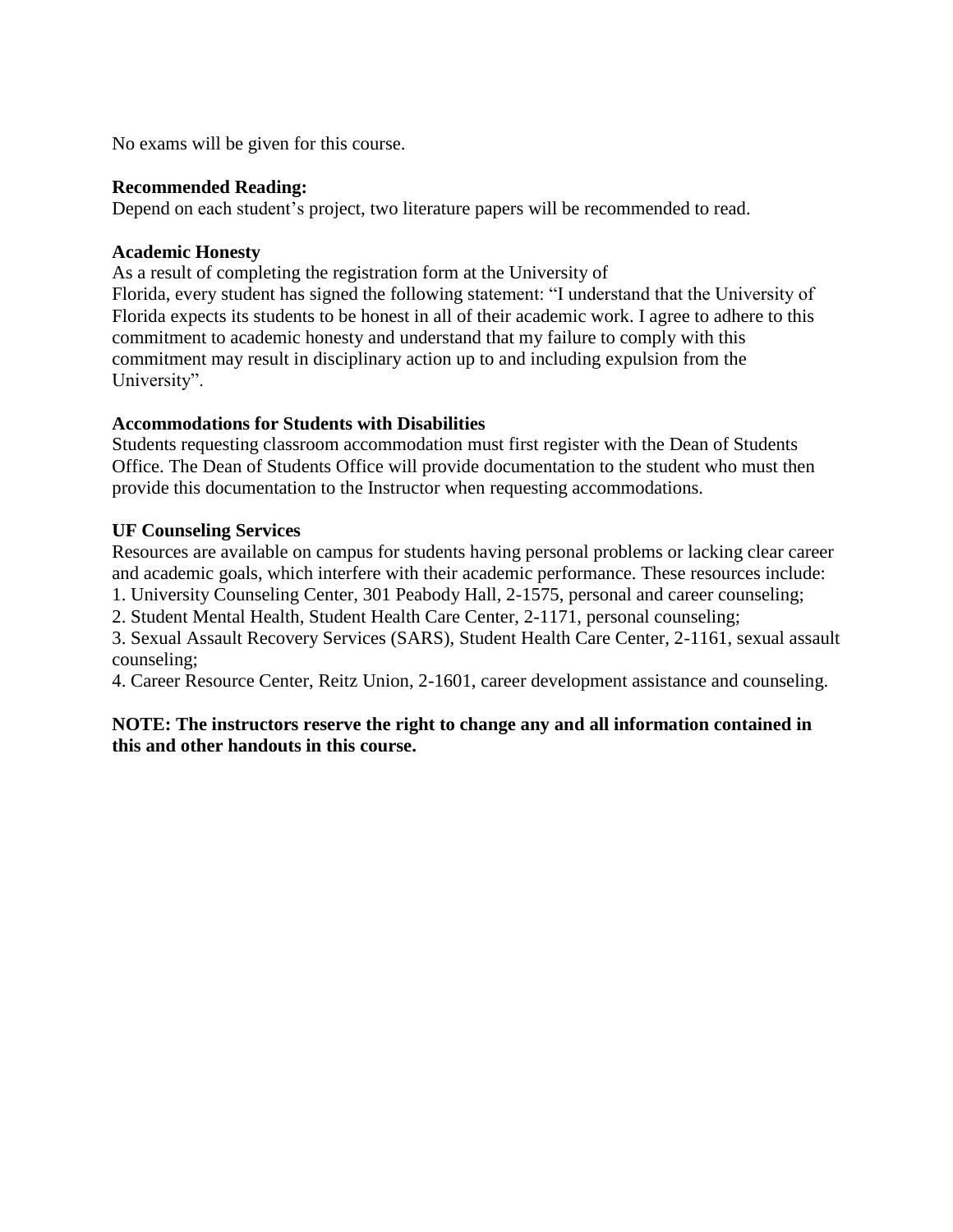No exams will be given for this course.

**Recommended Reading:**
Depend on each student's project, two literature papers will be recommended to read.

**Academic Honesty**
As a result of completing the registration form at the University of Florida, every student has signed the following statement: "I understand that the University of Florida expects its students to be honest in all of their academic work. I agree to adhere to this commitment to academic honesty and understand that my failure to comply with this commitment may result in disciplinary action up to and including expulsion from the University".

**Accommodations for Students with Disabilities**
Students requesting classroom accommodation must first register with the Dean of Students Office. The Dean of Students Office will provide documentation to the student who must then provide this documentation to the Instructor when requesting accommodations.

**UF Counseling Services**
Resources are available on campus for students having personal problems or lacking clear career and academic goals, which interfere with their academic performance. These resources include:
1. University Counseling Center, 301 Peabody Hall, 2-1575, personal and career counseling;
2. Student Mental Health, Student Health Care Center, 2-1171, personal counseling;
3. Sexual Assault Recovery Services (SARS), Student Health Care Center, 2-1161, sexual assault counseling;
4. Career Resource Center, Reitz Union, 2-1601, career development assistance and counseling.

**NOTE: The instructors reserve the right to change any and all information contained in this and other handouts in this course.**